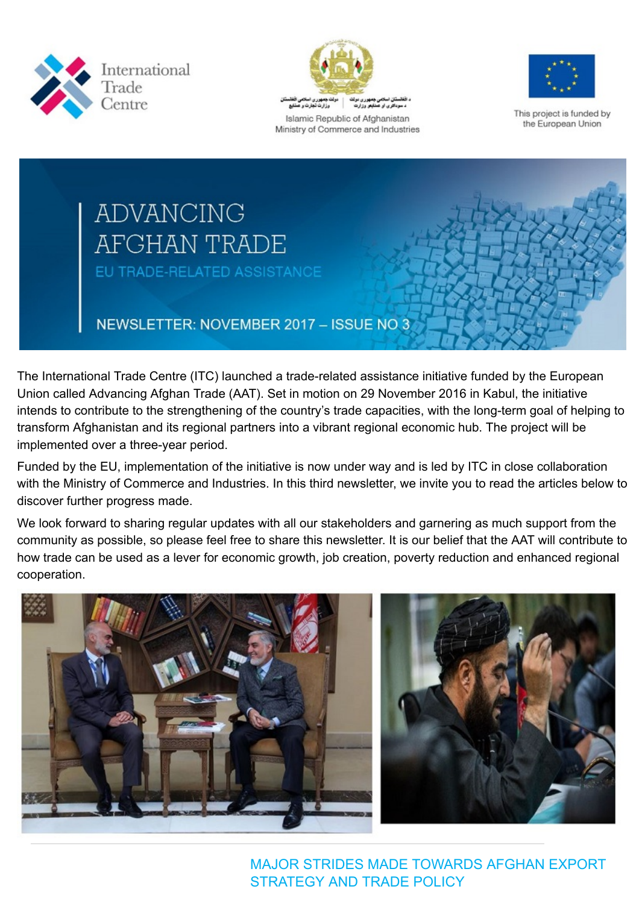International Trade Centre

Islamic Republic of Afghanistan
Ministry of Commerce and Industries

This project is funded by the European Union

# ADVANCING AFGHAN TRADE

## EU TRADE-RELATED ASSISTANCE

NEWSLETTER: NOVEMBER 2017 – ISSUE NO 3

The International Trade Centre (ITC) launched a trade-related assistance initiative funded by the European Union called Advancing Afghan Trade (AAT). Set in motion on 29 November 2016 in Kabul, the initiative intends to contribute to the strengthening of the country's trade capacities, with the long-term goal of helping to transform Afghanistan and its regional partners into a vibrant regional economic hub. The project will be implemented over a three-year period.

Funded by the EU, implementation of the initiative is now under way and is led by ITC in close collaboration with the Ministry of Commerce and Industries. In this third newsletter, we invite you to read the articles below to discover further progress made.

We look forward to sharing regular updates with all our stakeholders and garnering as much support from the community as possible, so please feel free to share this newsletter. It is our belief that the AAT will contribute to how trade can be used as a lever for economic growth, job creation, poverty reduction and enhanced regional cooperation.

## MAJOR STRIDES MADE TOWARDS AFGHAN EXPORT STRATEGY AND TRADE POLICY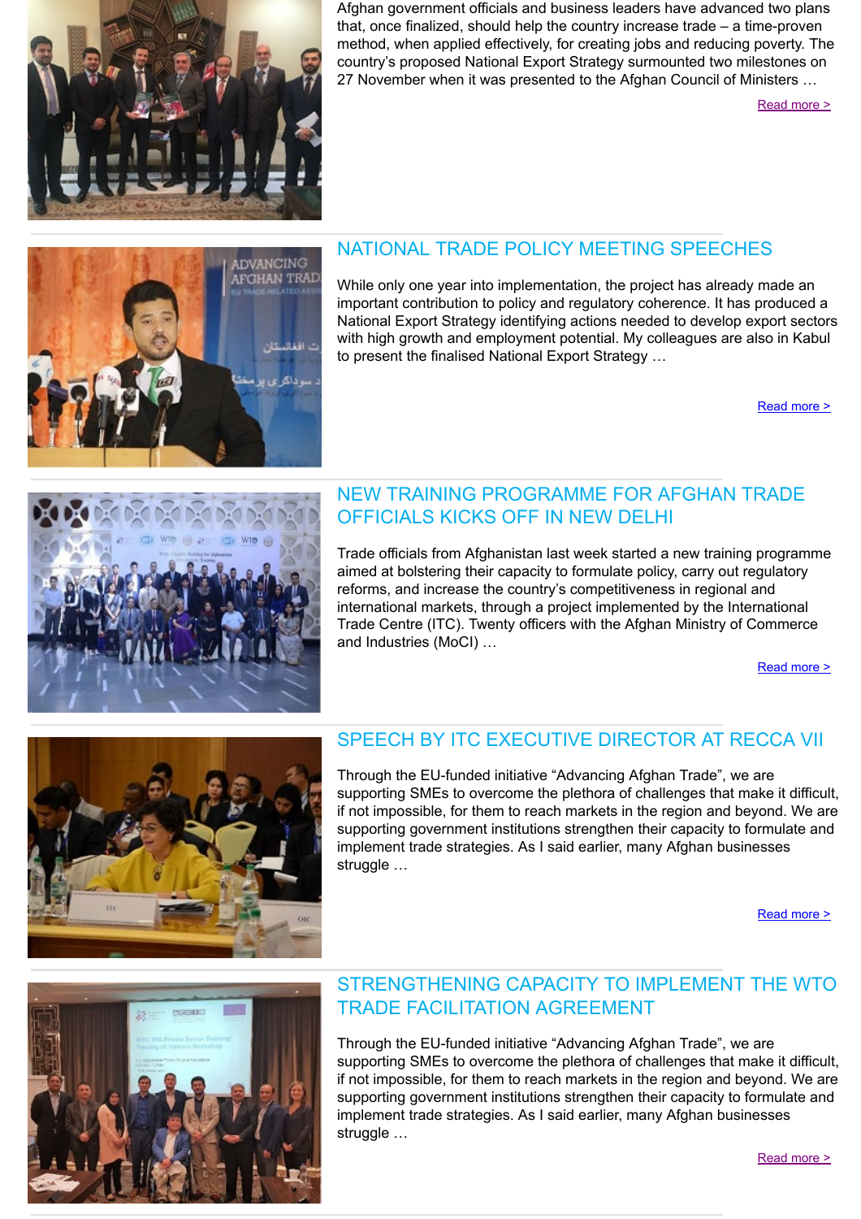Afghan government officials and business leaders have advanced two plans that, once finalized, should help the country increase trade – a time-proven method, when applied effectively, for creating jobs and reducing poverty. The country's proposed National Export Strategy surmounted two milestones on 27 November when it was presented to the Afghan Council of Ministers …

Read more >

## NATIONAL TRADE POLICY MEETING SPEECHES

While only one year into implementation, the project has already made an important contribution to policy and regulatory coherence. It has produced a National Export Strategy identifying actions needed to develop export sectors with high growth and employment potential. My colleagues are also in Kabul to present the finalised National Export Strategy …

Read more >

## NEW TRAINING PROGRAMME FOR AFGHAN TRADE OFFICIALS KICKS OFF IN NEW DELHI

Trade officials from Afghanistan last week started a new training programme aimed at bolstering their capacity to formulate policy, carry out regulatory reforms, and increase the country's competitiveness in regional and international markets, through a project implemented by the International Trade Centre (ITC). Twenty officers with the Afghan Ministry of Commerce and Industries (MoCI) …

Read more >

## SPEECH BY ITC EXECUTIVE DIRECTOR AT RECCA VII

Through the EU-funded initiative "Advancing Afghan Trade", we are supporting SMEs to overcome the plethora of challenges that make it difficult, if not impossible, for them to reach markets in the region and beyond. We are supporting government institutions strengthen their capacity to formulate and implement trade strategies. As I said earlier, many Afghan businesses struggle …

Read more >

## STRENGTHENING CAPACITY TO IMPLEMENT THE WTO TRADE FACILITATION AGREEMENT

Through the EU-funded initiative "Advancing Afghan Trade", we are supporting SMEs to overcome the plethora of challenges that make it difficult, if not impossible, for them to reach markets in the region and beyond. We are supporting government institutions strengthen their capacity to formulate and implement trade strategies. As I said earlier, many Afghan businesses struggle …

Read more >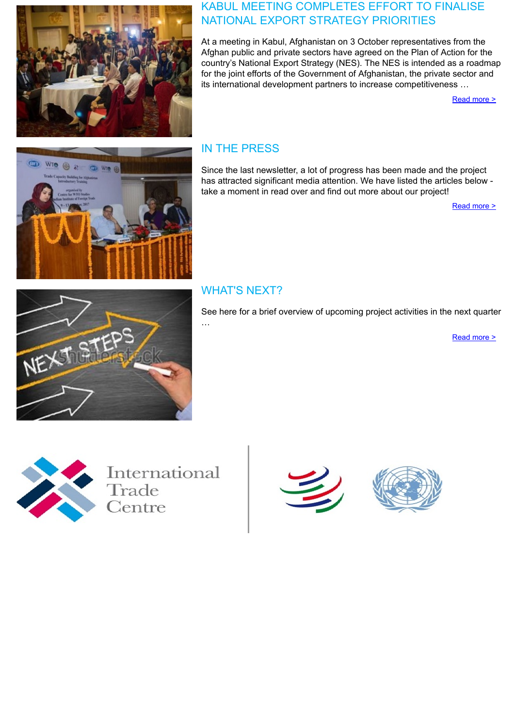## KABUL MEETING COMPLETES EFFORT TO FINALISE NATIONAL EXPORT STRATEGY PRIORITIES

At a meeting in Kabul, Afghanistan on 3 October representatives from the Afghan public and private sectors have agreed on the Plan of Action for the country's National Export Strategy (NES). The NES is intended as a roadmap for the joint efforts of the Government of Afghanistan, the private sector and its international development partners to increase competitiveness …

Read more >

## IN THE PRESS

Since the last newsletter, a lot of progress has been made and the project has attracted significant media attention. We have listed the articles below - take a moment in read over and find out more about our project!

Read more >

## WHAT'S NEXT?

See here for a brief overview of upcoming project activities in the next quarter …

Read more >

International Trade Centre